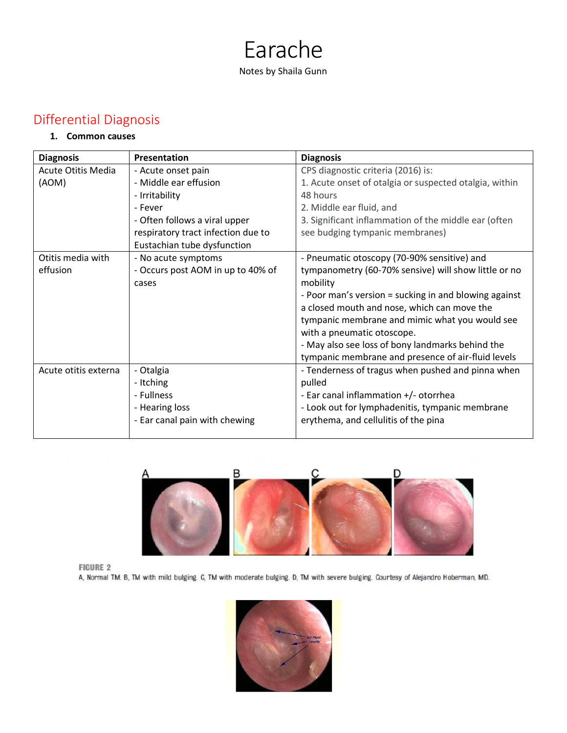# Earache

Notes by Shaila Gunn

## Differential Diagnosis

1. **Common causes**

| Diagnosis | Presentation | Diagnosis |
|---|---|---|
| Acute Otitis Media (AOM) | - Acute onset pain<br>- Middle ear effusion<br>- Irritability<br>- Fever<br>- Often follows a viral upper respiratory tract infection due to Eustachian tube dysfunction | CPS diagnostic criteria (2016) is:<br>1. Acute onset of otalgia or suspected otalgia, within 48 hours<br>2. Middle ear fluid, and<br>3. Significant inflammation of the middle ear (often see budging tympanic membranes) |
| Otitis media with effusion | - No acute symptoms<br>- Occurs post AOM in up to 40% of cases | - Pneumatic otoscopy (70-90% sensitive) and tympanometry (60-70% sensive) will show little or no mobility<br>- Poor man's version = sucking in and blowing against a closed mouth and nose, which can move the tympanic membrane and mimic what you would see with a pneumatic otoscope.<br>- May also see loss of bony landmarks behind the tympanic membrane and presence of air-fluid levels |
| Acute otitis externa | - Otalgia<br>- Itching<br>- Fullness<br>- Hearing loss<br>- Ear canal pain with chewing | - Tenderness of tragus when pushed and pinna when pulled<br>- Ear canal inflammation +/- otorrhea<br>- Look out for lymphadenitis, tympanic membrane erythema, and cellulitis of the pina |

FIGURE 2
A, Normal TM. B, TM with mild bulging. C, TM with moderate bulging. D, TM with severe bulging. Courtesy of Alejandro Hoberman, MD.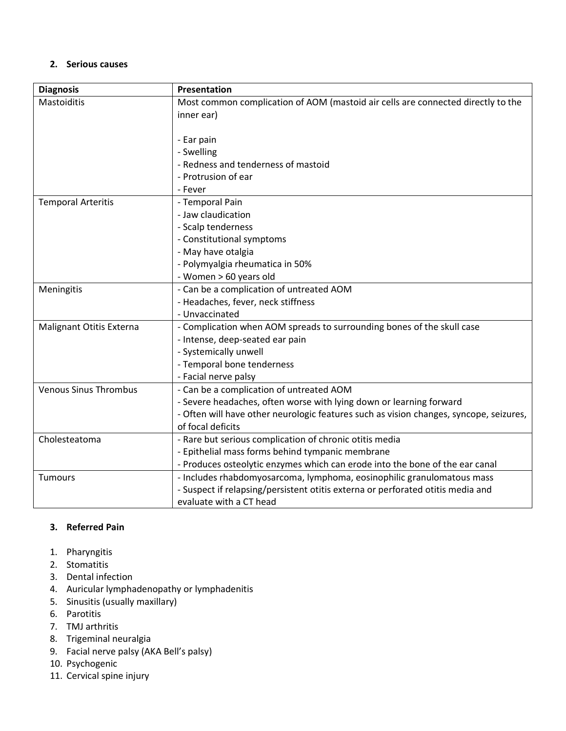### 2. Serious causes

| Diagnosis | Presentation |
|---|---|
| Mastoiditis | Most common complication of AOM (mastoid air cells are connected directly to the inner ear)<br><br>- Ear pain<br>- Swelling<br>- Redness and tenderness of mastoid<br>- Protrusion of ear<br>- Fever |
| Temporal Arteritis | - Temporal Pain<br>- Jaw claudication<br>- Scalp tenderness<br>- Constitutional symptoms<br>- May have otalgia<br>- Polymyalgia rheumatica in 50%<br>- Women > 60 years old |
| Meningitis | - Can be a complication of untreated AOM<br>- Headaches, fever, neck stiffness<br>- Unvaccinated |
| Malignant Otitis Externa | - Complication when AOM spreads to surrounding bones of the skull case<br>- Intense, deep-seated ear pain<br>- Systemically unwell<br>- Temporal bone tenderness<br>- Facial nerve palsy |
| Venous Sinus Thrombus | - Can be a complication of untreated AOM<br>- Severe headaches, often worse with lying down or learning forward<br>- Often will have other neurologic features such as vision changes, syncope, seizures, of focal deficits |
| Cholesteatoma | - Rare but serious complication of chronic otitis media<br>- Epithelial mass forms behind tympanic membrane<br>- Produces osteolytic enzymes which can erode into the bone of the ear canal |
| Tumours | - Includes rhabdomyosarcoma, lymphoma, eosinophilic granulomatous mass<br>- Suspect if relapsing/persistent otitis externa or perforated otitis media and evaluate with a CT head |

### 3. Referred Pain

1. Pharyngitis
2. Stomatitis
3. Dental infection
4. Auricular lymphadenopathy or lymphadenitis
5. Sinusitis (usually maxillary)
6. Parotitis
7. TMJ arthritis
8. Trigeminal neuralgia
9. Facial nerve palsy (AKA Bell's palsy)
10. Psychogenic
11. Cervical spine injury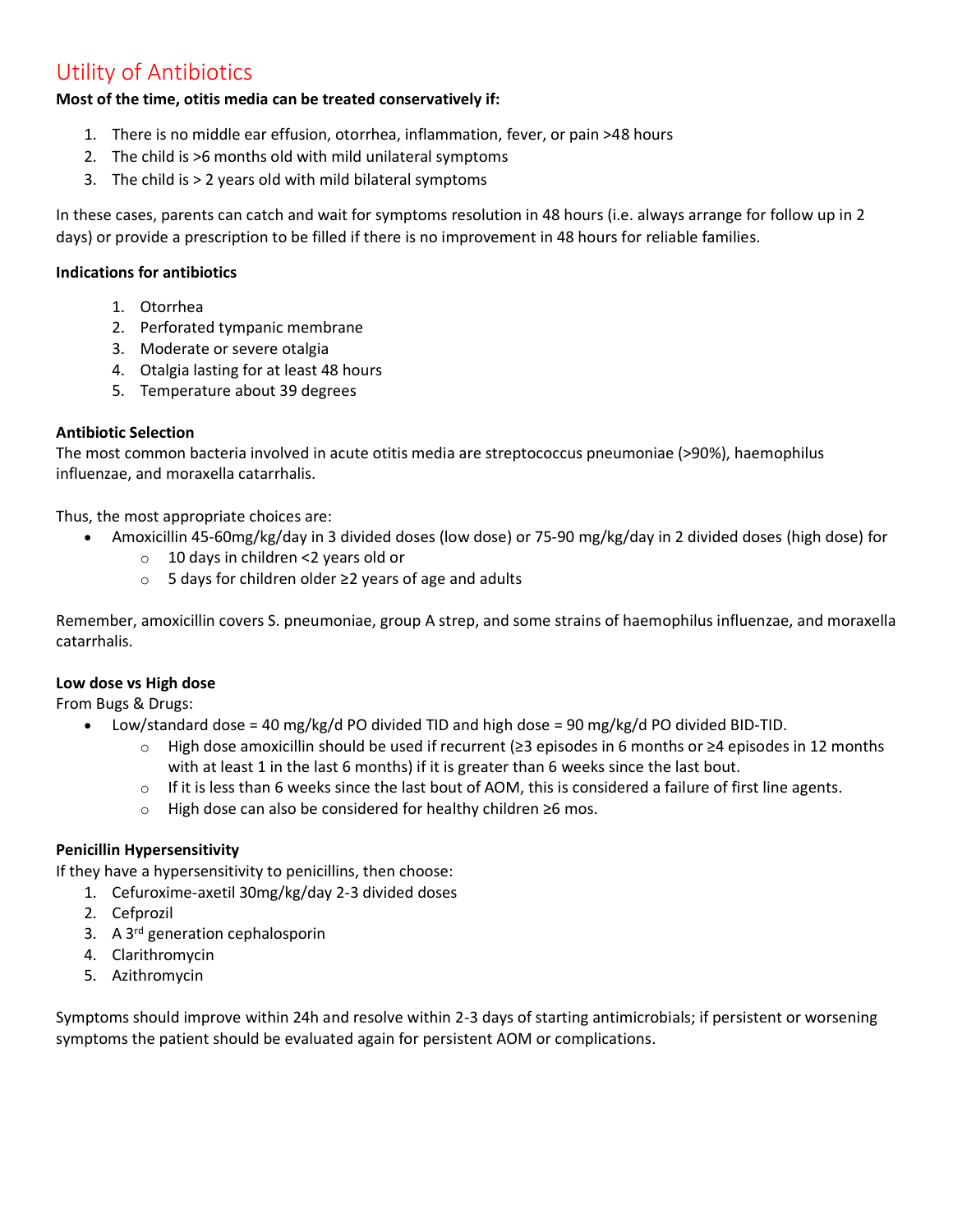## Utility of Antibiotics

**Most of the time, otitis media can be treated conservatively if:**

1. There is no middle ear effusion, otorrhea, inflammation, fever, or pain >48 hours
2. The child is >6 months old with mild unilateral symptoms
3. The child is > 2 years old with mild bilateral symptoms

In these cases, parents can catch and wait for symptoms resolution in 48 hours (i.e. always arrange for follow up in 2 days) or provide a prescription to be filled if there is no improvement in 48 hours for reliable families.

**Indications for antibiotics**

1. Otorrhea
2. Perforated tympanic membrane
3. Moderate or severe otalgia
4. Otalgia lasting for at least 48 hours
5. Temperature about 39 degrees

**Antibiotic Selection**

The most common bacteria involved in acute otitis media are streptococcus pneumoniae (>90%), haemophilus influenzae, and moraxella catarrhalis.

Thus, the most appropriate choices are:

- Amoxicillin 45-60mg/kg/day in 3 divided doses (low dose) or 75-90 mg/kg/day in 2 divided doses (high dose) for
  - 10 days in children <2 years old or
  - 5 days for children older ≥2 years of age and adults

Remember, amoxicillin covers S. pneumoniae, group A strep, and some strains of haemophilus influenzae, and moraxella catarrhalis.

**Low dose vs High dose**

From Bugs & Drugs:

- Low/standard dose = 40 mg/kg/d PO divided TID and high dose = 90 mg/kg/d PO divided BID-TID.
  - High dose amoxicillin should be used if recurrent (≥3 episodes in 6 months or ≥4 episodes in 12 months with at least 1 in the last 6 months) if it is greater than 6 weeks since the last bout.
  - If it is less than 6 weeks since the last bout of AOM, this is considered a failure of first line agents.
  - High dose can also be considered for healthy children ≥6 mos.

**Penicillin Hypersensitivity**

If they have a hypersensitivity to penicillins, then choose:

1. Cefuroxime-axetil 30mg/kg/day 2-3 divided doses
2. Cefprozil
3. A 3rd generation cephalosporin
4. Clarithromycin
5. Azithromycin

Symptoms should improve within 24h and resolve within 2-3 days of starting antimicrobials; if persistent or worsening symptoms the patient should be evaluated again for persistent AOM or complications.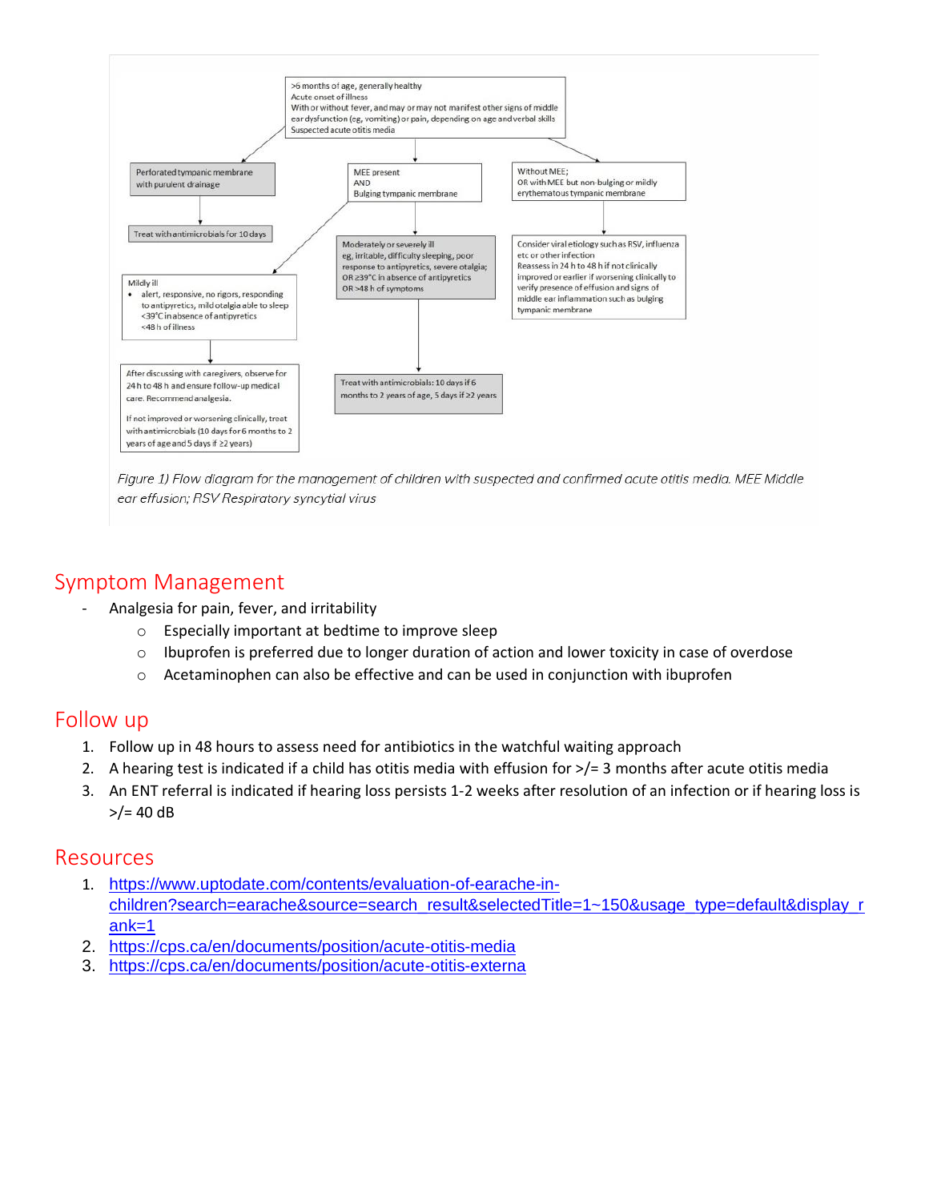>6 months of age, generally healthy
Acute onset of illness
With or without fever, and may or may not manifest other signs of middle ear dysfunction (eg, vomiting) or pain, depending on age and verbal skills
Suspected acute otitis media

Perforated tympanic membrane with purulent drainage

Treat with antimicrobials for 10 days

MEE present
AND
Bulging tympanic membrane

Without MEE;
OR with MEE but non-bulging or mildly erythematous tympanic membrane

Mildly ill
- alert, responsive, no rigors, responding to antipyretics, mild otalgia able to sleep
  <39°C in absence of antipyretics
  <48 h of illness

Moderately or severely ill
eg, irritable, difficulty sleeping, poor response to antipyretics, severe otalgia;
OR ≥39°C in absence of antipyretics
OR >48 h of symptoms

Consider viral etiology such as RSV, influenza etc or other infection
Reassess in 24 h to 48 h if not clinically improved or earlier if worsening clinically to verify presence of effusion and signs of middle ear inflammation such as bulging tympanic membrane

After discussing with caregivers, observe for 24 h to 48 h and ensure follow-up medical care. Recommend analgesia.

If not improved or worsening clinically, treat with antimicrobials (10 days for 6 months to 2 years of age and 5 days if ≥2 years)

Treat with antimicrobials: 10 days if 6 months to 2 years of age, 5 days if ≥2 years

*Figure 1) Flow diagram for the management of children with suspected and confirmed acute otitis media. MEE Middle ear effusion; RSV Respiratory syncytial virus*

## Symptom Management

- Analgesia for pain, fever, and irritability
  - Especially important at bedtime to improve sleep
  - Ibuprofen is preferred due to longer duration of action and lower toxicity in case of overdose
  - Acetaminophen can also be effective and can be used in conjunction with ibuprofen

## Follow up

1. Follow up in 48 hours to assess need for antibiotics in the watchful waiting approach
2. A hearing test is indicated if a child has otitis media with effusion for >/= 3 months after acute otitis media
3. An ENT referral is indicated if hearing loss persists 1-2 weeks after resolution of an infection or if hearing loss is >/= 40 dB

## Resources

1. https://www.uptodate.com/contents/evaluation-of-earache-in-children?search=earache&source=search_result&selectedTitle=1~150&usage_type=default&display_rank=1
2. https://cps.ca/en/documents/position/acute-otitis-media
3. https://cps.ca/en/documents/position/acute-otitis-externa